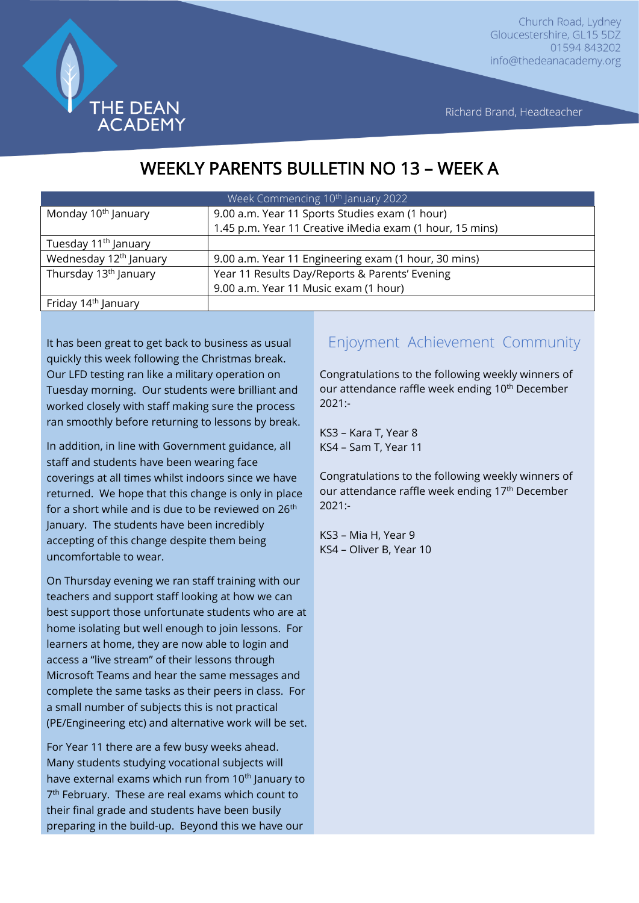THE DEAN ACADEMY

Church Road, Lydney
Gloucestershire, GL15 5DZ
01594 843202
info@thedeanacademy.org

Richard Brand, Headteacher

# WEEKLY PARENTS BULLETIN NO 13 – WEEK A

| Week Commencing 10th January 2022 | |
|---|---|
| Monday 10th January | 9.00 a.m. Year 11 Sports Studies exam (1 hour)<br>1.45 p.m. Year 11 Creative iMedia exam (1 hour, 15 mins) |
| Tuesday 11th January | |
| Wednesday 12th January | 9.00 a.m. Year 11 Engineering exam (1 hour, 30 mins) |
| Thursday 13th January | Year 11 Results Day/Reports & Parents' Evening<br>9.00 a.m. Year 11 Music exam (1 hour) |
| Friday 14th January | |

It has been great to get back to business as usual quickly this week following the Christmas break. Our LFD testing ran like a military operation on Tuesday morning. Our students were brilliant and worked closely with staff making sure the process ran smoothly before returning to lessons by break.

In addition, in line with Government guidance, all staff and students have been wearing face coverings at all times whilst indoors since we have returned. We hope that this change is only in place for a short while and is due to be reviewed on 26th January. The students have been incredibly accepting of this change despite them being uncomfortable to wear.

On Thursday evening we ran staff training with our teachers and support staff looking at how we can best support those unfortunate students who are at home isolating but well enough to join lessons. For learners at home, they are now able to login and access a "live stream" of their lessons through Microsoft Teams and hear the same messages and complete the same tasks as their peers in class. For a small number of subjects this is not practical (PE/Engineering etc) and alternative work will be set.

For Year 11 there are a few busy weeks ahead. Many students studying vocational subjects will have external exams which run from 10th January to 7th February. These are real exams which count to their final grade and students have been busily preparing in the build-up. Beyond this we have our

## Enjoyment Achievement Community

Congratulations to the following weekly winners of our attendance raffle week ending 10th December 2021:-

KS3 – Kara T, Year 8
KS4 – Sam T, Year 11

Congratulations to the following weekly winners of our attendance raffle week ending 17th December 2021:-

KS3 – Mia H, Year 9
KS4 – Oliver B, Year 10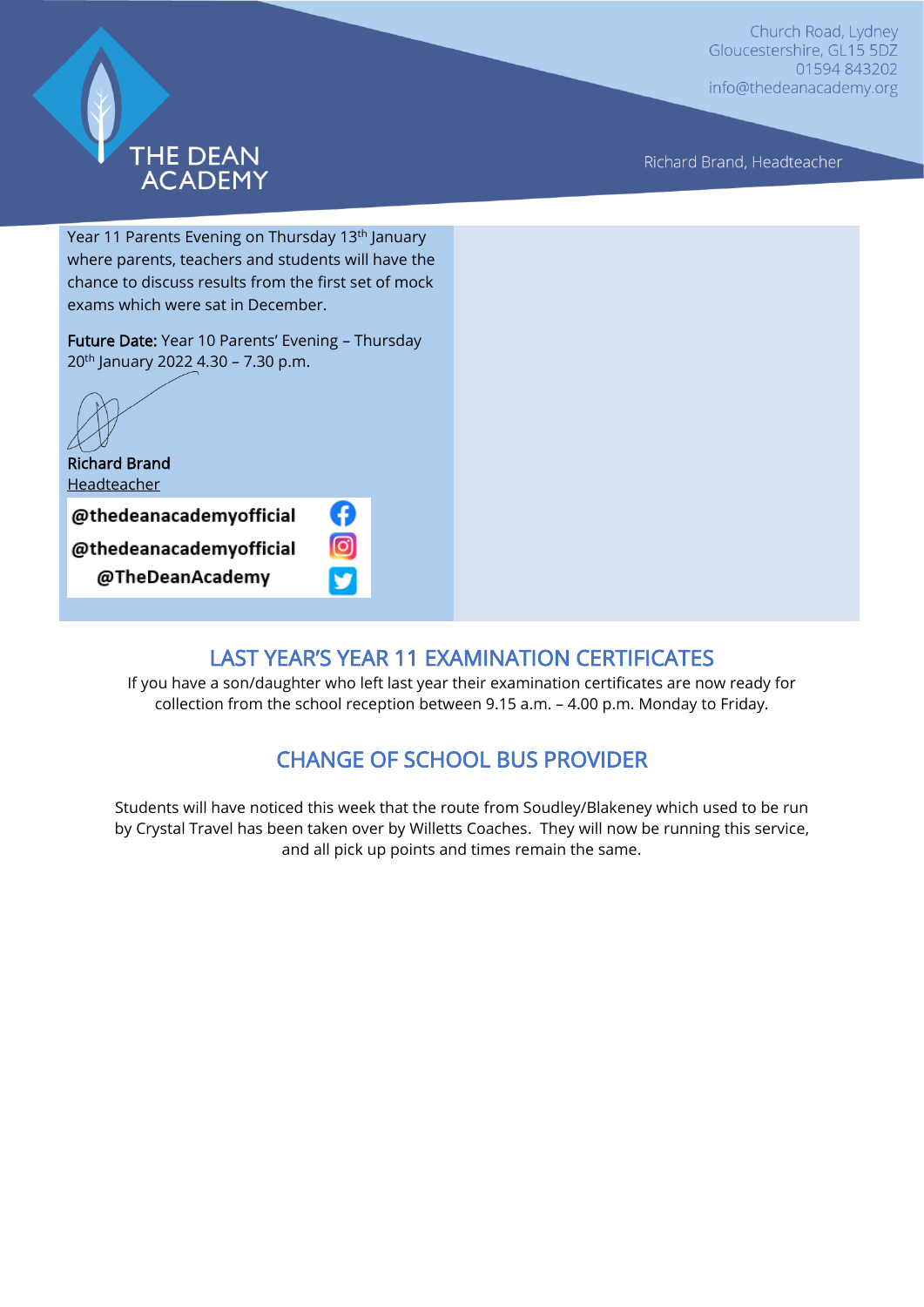Year 11 Parents Evening on Thursday 13th January where parents, teachers and students will have the chance to discuss results from the first set of mock exams which were sat in December.

**Future Date:** Year 10 Parents' Evening – Thursday 20th January 2022 4.30 – 7.30 p.m.

**Richard Brand**
Headteacher

**@thedeanacademyofficial**
**@thedeanacademyofficial**
**@TheDeanAcademy**

## LAST YEAR'S YEAR 11 EXAMINATION CERTIFICATES

If you have a son/daughter who left last year their examination certificates are now ready for collection from the school reception between 9.15 a.m. – 4.00 p.m. Monday to Friday.

## CHANGE OF SCHOOL BUS PROVIDER

Students will have noticed this week that the route from Soudley/Blakeney which used to be run by Crystal Travel has been taken over by Willetts Coaches. They will now be running this service, and all pick up points and times remain the same.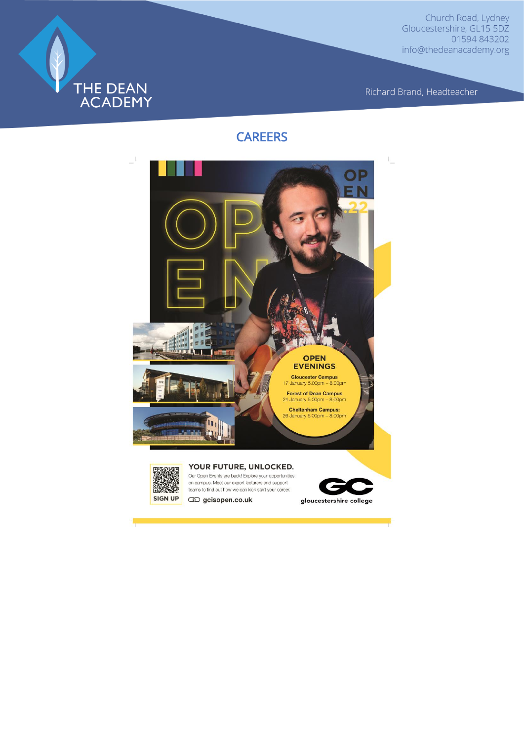# THE DEAN ACADEMY

Church Road, Lydney
Gloucestershire, GL15 5DZ
01594 843202
info@thedeanacademy.org

Richard Brand, Headteacher

## CAREERS

OPEN

OPEN .22

**OPEN EVENINGS**

**Gloucester Campus**
17 January 5.00pm – 8.00pm

**Forest of Dean Campus**
24 January 5.00pm – 8.00pm

**Cheltenham Campus:**
26 January 5.00pm – 8.00pm

**YOUR FUTURE, UNLOCKED.**

Our Open Events are back! Explore your opportunities, on campus. Meet our expert lecturers and support teams to find out how we can kick start your career.

SIGN UP

gcisopen.co.uk

gloucestershire college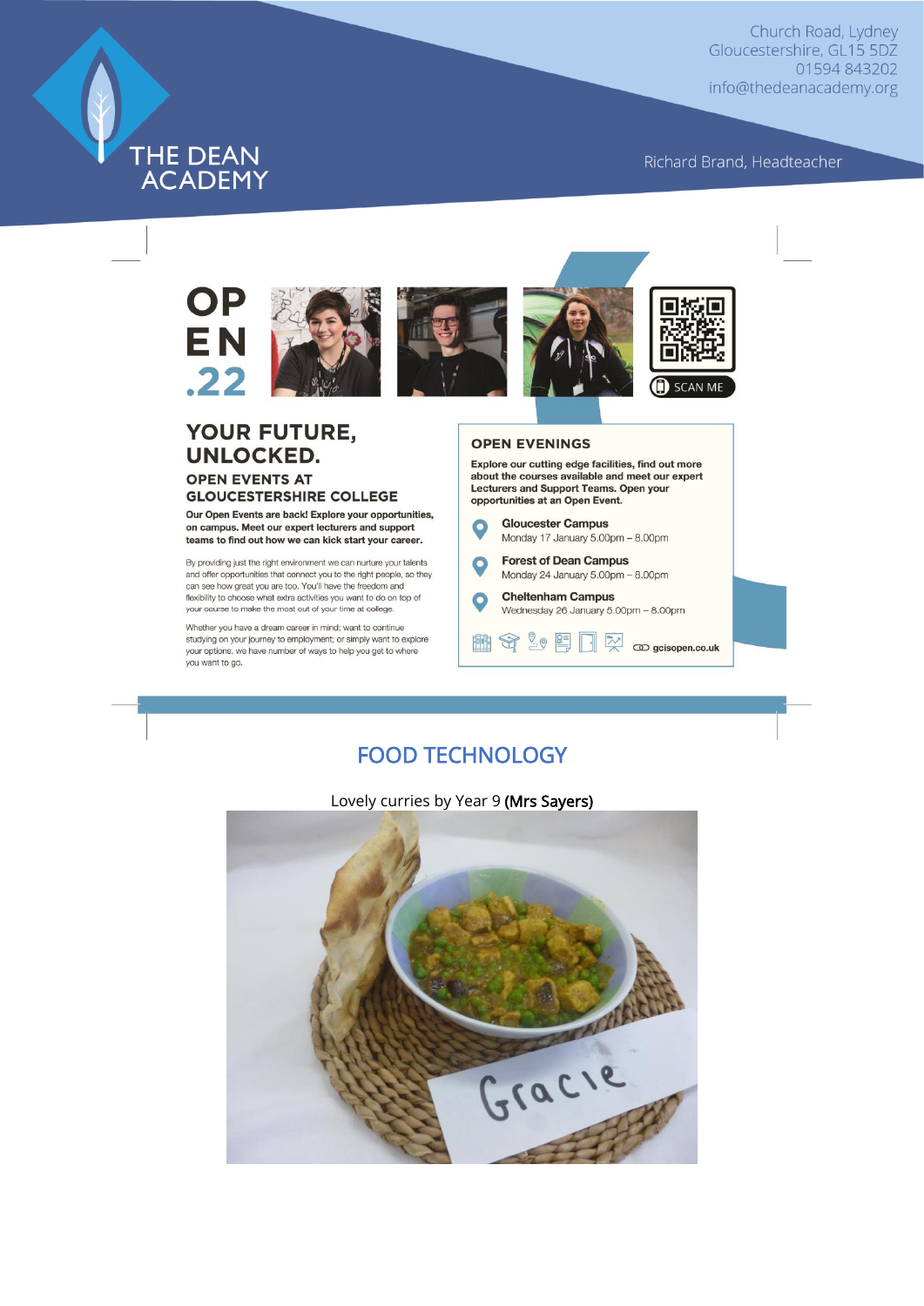THE DEAN ACADEMY

Church Road, Lydney
Gloucestershire, GL15 5DZ
01594 843202
info@thedeanacademy.org

Richard Brand, Headteacher

OPEN .22

SCAN ME

## YOUR FUTURE, UNLOCKED.

### OPEN EVENTS AT GLOUCESTERSHIRE COLLEGE

**Our Open Events are back! Explore your opportunities, on campus. Meet our expert lecturers and support teams to find out how we can kick start your career.**

By providing just the right environment we can nurture your talents and offer opportunities that connect you to the right people, so they can see how great you are too. You'll have the freedom and flexibility to choose what extra activities you want to do on top of your course to make the most out of your time at college.

Whether you have a dream career in mind; want to continue studying on your journey to employment; or simply want to explore your options, we have number of ways to help you get to where you want to go.

### OPEN EVENINGS

**Explore our cutting edge facilities, find out more about the courses available and meet our expert Lecturers and Support Teams. Open your opportunities at an Open Event.**

**Gloucester Campus**
Monday 17 January 5.00pm – 8.00pm

**Forest of Dean Campus**
Monday 24 January 5.00pm – 8.00pm

**Cheltenham Campus**
Wednesday 26 January 5.00pm – 8.00pm

**gcisopen.co.uk**

## FOOD TECHNOLOGY

Lovely curries by Year 9 **(Mrs Sayers)**

Gracie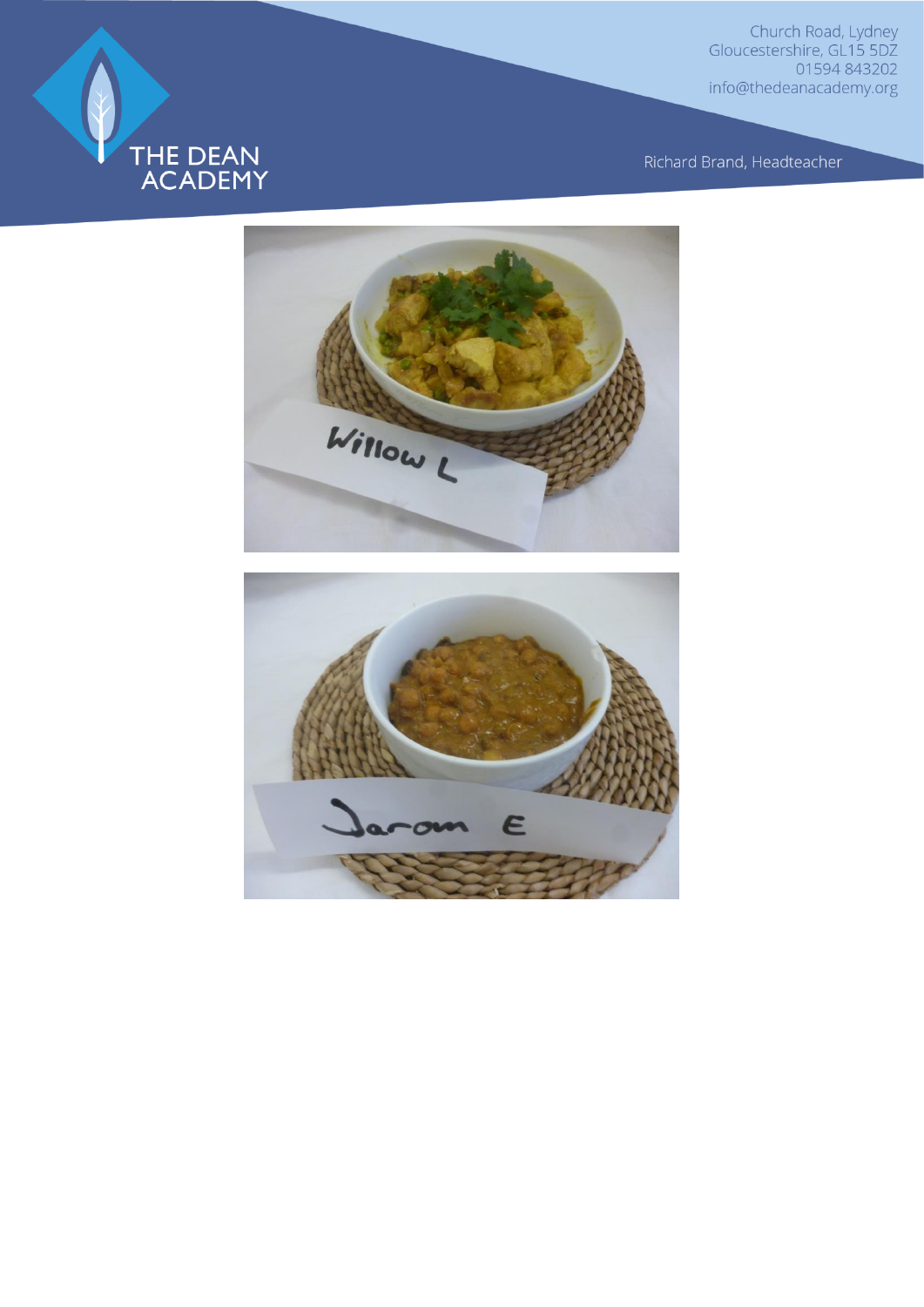Willow L

Jarom E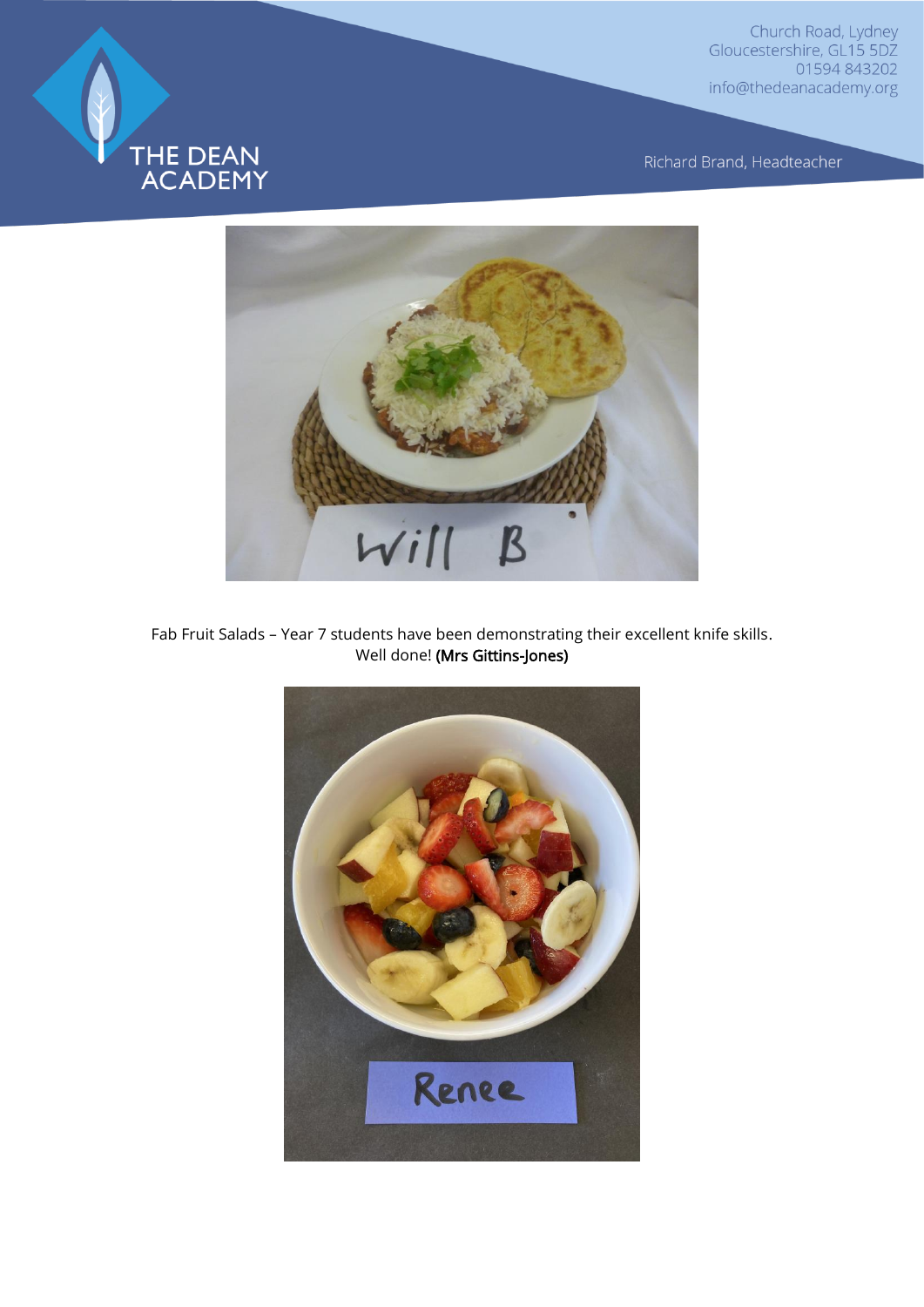Fab Fruit Salads – Year 7 students have been demonstrating their excellent knife skills. Well done! **(Mrs Gittins-Jones)**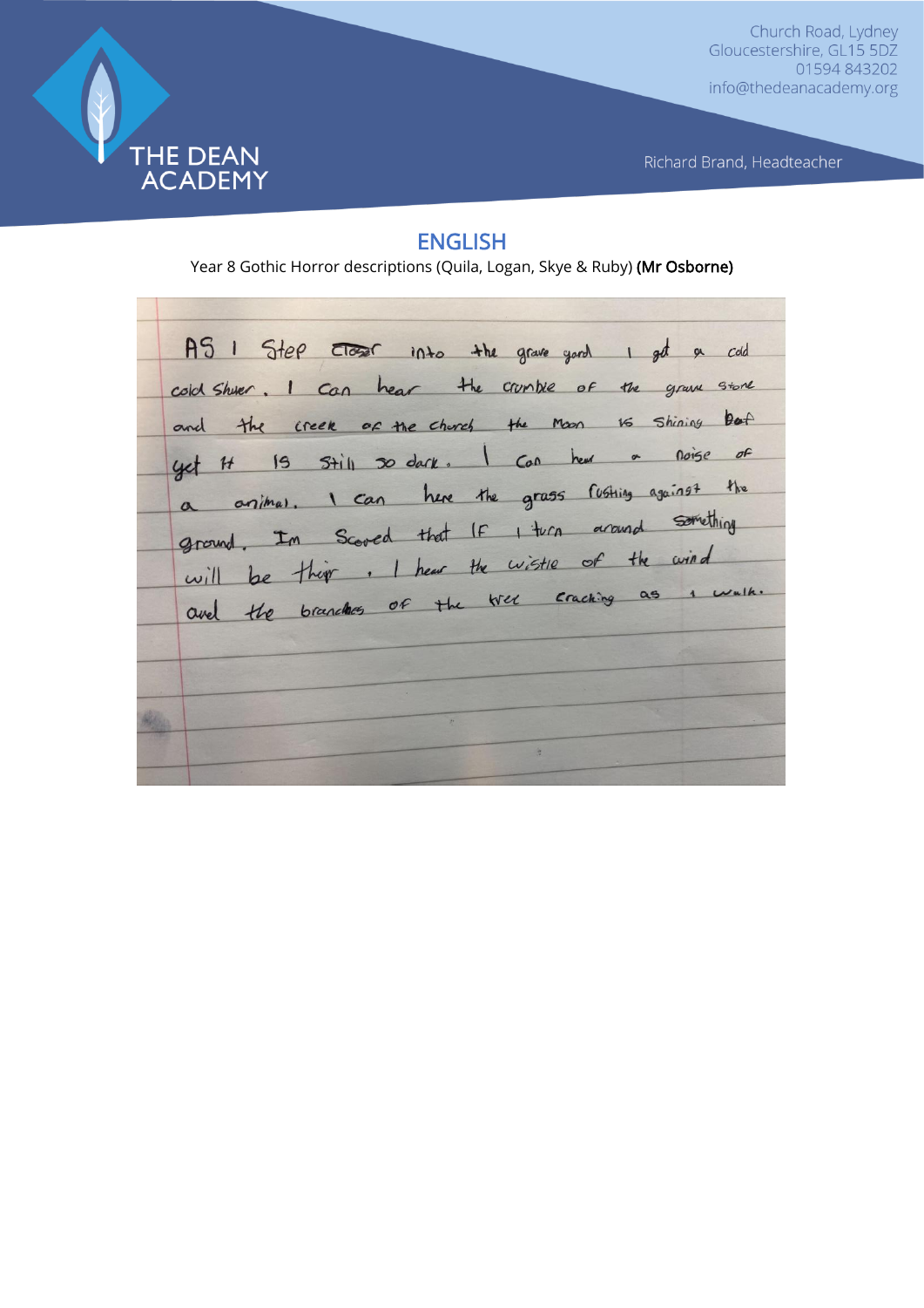## ENGLISH

Year 8 Gothic Horror descriptions (Quila, Logan, Skye & Ruby) **(Mr Osborne)**

AS I Step closer into the grave yard I get a cold cold Shiver. I can hear the crumble of the grave stone and the creek of the church the Moon is Shining but yet it is still so dark. I can hear a noise of a animal. I can here the grass rusting against the ground. Im Scared that If I turn around something will be thier. I hear the wistle of the wind and the branches of the tree cracking as I walk.